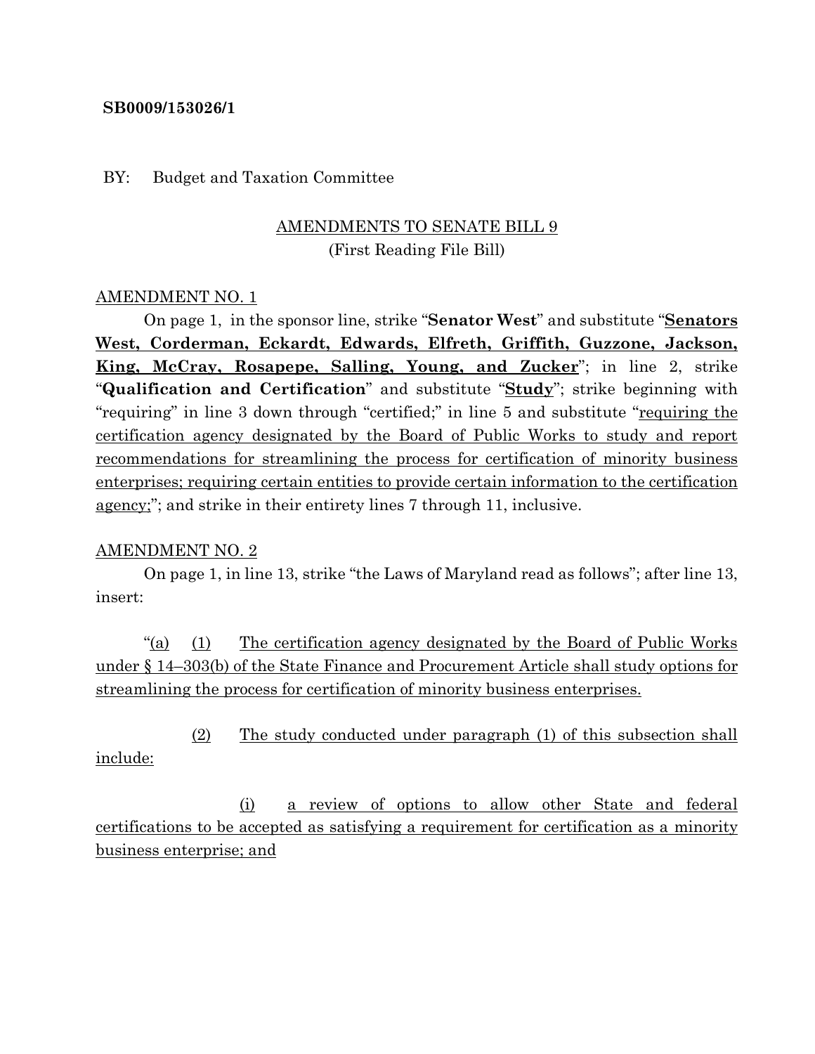**SB0009/153026/1**

BY: Budget and Taxation Committee

AMENDMENTS TO SENATE BILL 9
(First Reading File Bill)

AMENDMENT NO. 1

On page 1, in the sponsor line, strike "**Senator West**" and substitute "**Senators West, Corderman, Eckardt, Edwards, Elfreth, Griffith, Guzzone, Jackson, King, McCray, Rosapepe, Salling, Young, and Zucker**"; in line 2, strike "**Qualification and Certification**" and substitute "**Study**"; strike beginning with "requiring" in line 3 down through "certified;" in line 5 and substitute "requiring the certification agency designated by the Board of Public Works to study and report recommendations for streamlining the process for certification of minority business enterprises; requiring certain entities to provide certain information to the certification agency;"; and strike in their entirety lines 7 through 11, inclusive.

AMENDMENT NO. 2

On page 1, in line 13, strike "the Laws of Maryland read as follows"; after line 13, insert:

"(a) (1) The certification agency designated by the Board of Public Works under § 14–303(b) of the State Finance and Procurement Article shall study options for streamlining the process for certification of minority business enterprises.

(2) The study conducted under paragraph (1) of this subsection shall include:

(i) a review of options to allow other State and federal certifications to be accepted as satisfying a requirement for certification as a minority business enterprise; and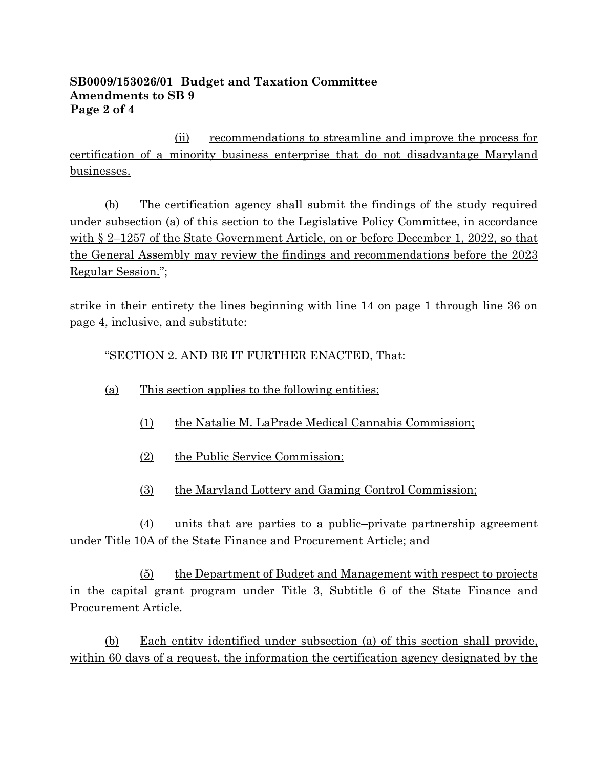(ii) recommendations to streamline and improve the process for certification of a minority business enterprise that do not disadvantage Maryland businesses.

(b) The certification agency shall submit the findings of the study required under subsection (a) of this section to the Legislative Policy Committee, in accordance with § 2–1257 of the State Government Article, on or before December 1, 2022, so that the General Assembly may review the findings and recommendations before the 2023 Regular Session.";

strike in their entirety the lines beginning with line 14 on page 1 through line 36 on page 4, inclusive, and substitute:

"SECTION 2. AND BE IT FURTHER ENACTED, That:

(a) This section applies to the following entities:

(1) the Natalie M. LaPrade Medical Cannabis Commission;

(2) the Public Service Commission;

(3) the Maryland Lottery and Gaming Control Commission;

(4) units that are parties to a public–private partnership agreement under Title 10A of the State Finance and Procurement Article; and

(5) the Department of Budget and Management with respect to projects in the capital grant program under Title 3, Subtitle 6 of the State Finance and Procurement Article.

(b) Each entity identified under subsection (a) of this section shall provide, within 60 days of a request, the information the certification agency designated by the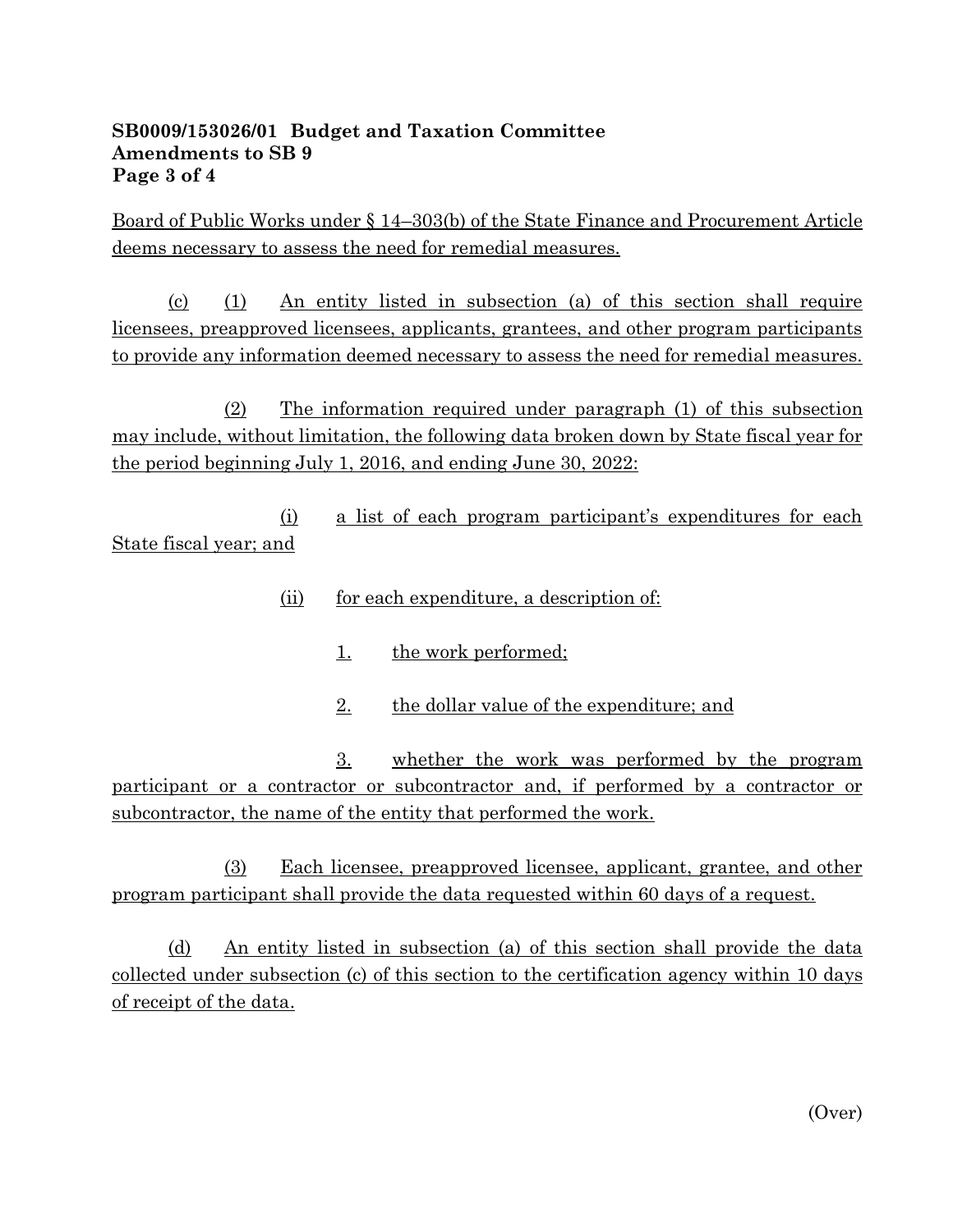**SB0009/153026/01 Budget and Taxation Committee**
**Amendments to SB 9**
**Page 3 of 4**

Board of Public Works under § 14–303(b) of the State Finance and Procurement Article deems necessary to assess the need for remedial measures.

(c) (1) An entity listed in subsection (a) of this section shall require licensees, preapproved licensees, applicants, grantees, and other program participants to provide any information deemed necessary to assess the need for remedial measures.

(2) The information required under paragraph (1) of this subsection may include, without limitation, the following data broken down by State fiscal year for the period beginning July 1, 2016, and ending June 30, 2022:

(i) a list of each program participant's expenditures for each State fiscal year; and

(ii) for each expenditure, a description of:

1. the work performed;

2. the dollar value of the expenditure; and

3. whether the work was performed by the program participant or a contractor or subcontractor and, if performed by a contractor or subcontractor, the name of the entity that performed the work.

(3) Each licensee, preapproved licensee, applicant, grantee, and other program participant shall provide the data requested within 60 days of a request.

(d) An entity listed in subsection (a) of this section shall provide the data collected under subsection (c) of this section to the certification agency within 10 days of receipt of the data.

(Over)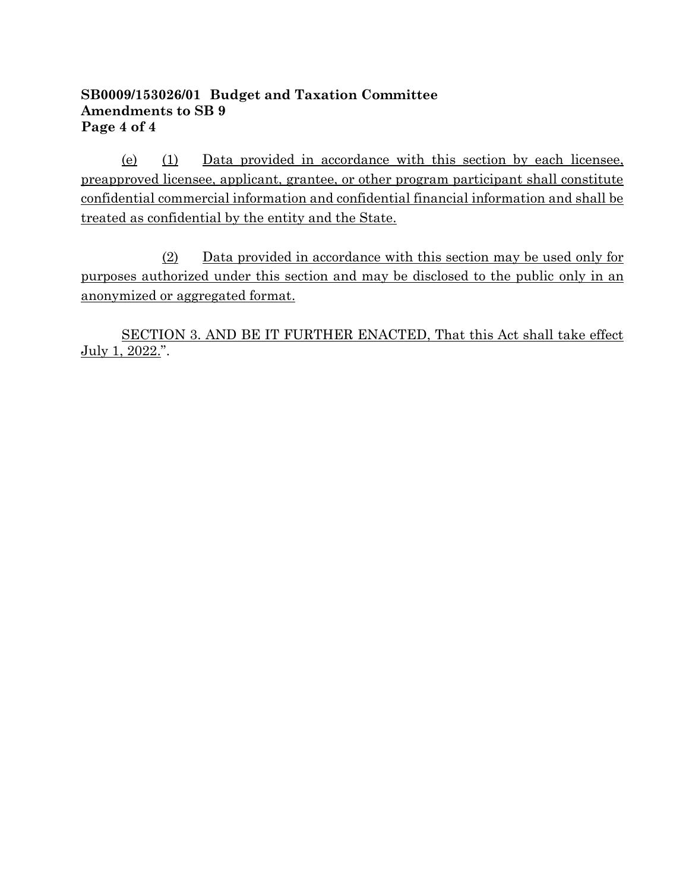(e) (1) Data provided in accordance with this section by each licensee, preapproved licensee, applicant, grantee, or other program participant shall constitute confidential commercial information and confidential financial information and shall be treated as confidential by the entity and the State.

(2) Data provided in accordance with this section may be used only for purposes authorized under this section and may be disclosed to the public only in an anonymized or aggregated format.

SECTION 3. AND BE IT FURTHER ENACTED, That this Act shall take effect July 1, 2022.".